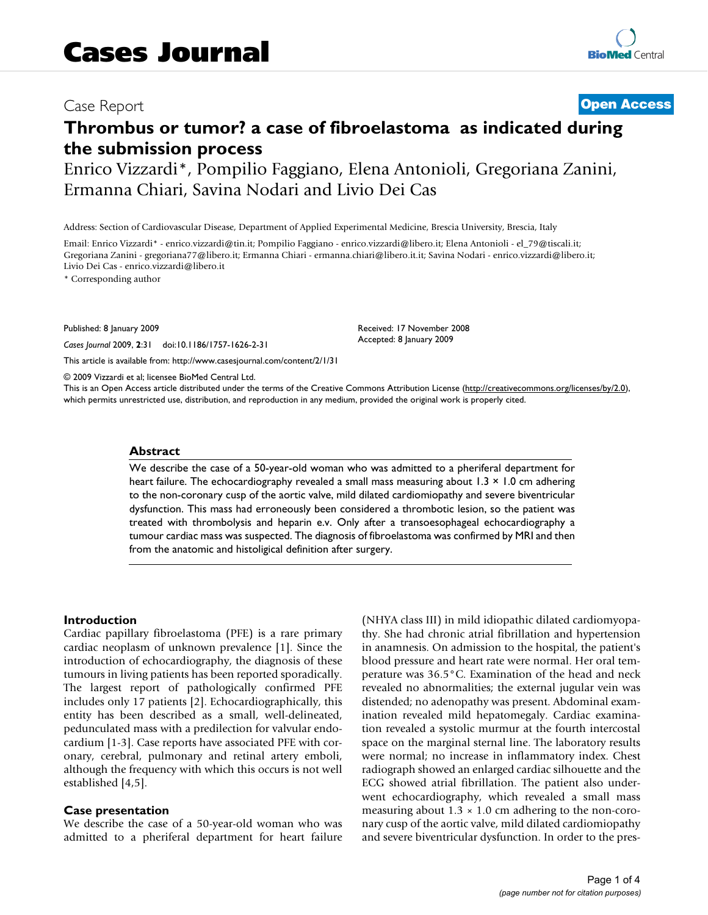# Cases Journal

Case Report

**Open Access**

# Thrombus or tumor? a case of fibroelastoma as indicated during the submission process

Enrico Vizzardi*, Pompilio Faggiano, Elena Antonioli, Gregoriana Zanini, Ermanna Chiari, Savina Nodari and Livio Dei Cas

Address: Section of Cardiovascular Disease, Department of Applied Experimental Medicine, Brescia University, Brescia, Italy

Email: Enrico Vizzardi* - enrico.vizzardi@tin.it; Pompilio Faggiano - enrico.vizzardi@libero.it; Elena Antonioli - el_79@tiscali.it; Gregoriana Zanini - gregoriana77@libero.it; Ermanna Chiari - ermanna.chiari@libero.it.it; Savina Nodari - enrico.vizzardi@libero.it; Livio Dei Cas - enrico.vizzardi@libero.it

* Corresponding author

Published: 8 January 2009

*Cases Journal* 2009, **2**:31 doi:10.1186/1757-1626-2-31

Received: 17 November 2008
Accepted: 8 January 2009

This article is available from: http://www.casesjournal.com/content/2/1/31

© 2009 Vizzardi et al; licensee BioMed Central Ltd.
This is an Open Access article distributed under the terms of the Creative Commons Attribution License (http://creativecommons.org/licenses/by/2.0), which permits unrestricted use, distribution, and reproduction in any medium, provided the original work is properly cited.

## Abstract

We describe the case of a 50-year-old woman who was admitted to a pheriferal department for heart failure. The echocardiography revealed a small mass measuring about 1.3 × 1.0 cm adhering to the non-coronary cusp of the aortic valve, mild dilated cardiomiopathy and severe biventricular dysfunction. This mass had erroneously been considered a thrombotic lesion, so the patient was treated with thrombolysis and heparin e.v. Only after a transoesophageal echocardiography a tumour cardiac mass was suspected. The diagnosis of fibroelastoma was confirmed by MRI and then from the anatomic and histoligical definition after surgery.

## Introduction

Cardiac papillary fibroelastoma (PFE) is a rare primary cardiac neoplasm of unknown prevalence [1]. Since the introduction of echocardiography, the diagnosis of these tumours in living patients has been reported sporadically. The largest report of pathologically confirmed PFE includes only 17 patients [2]. Echocardiographically, this entity has been described as a small, well-delineated, pedunculated mass with a predilection for valvular endocardium [1-3]. Case reports have associated PFE with coronary, cerebral, pulmonary and retinal artery emboli, although the frequency with which this occurs is not well established [4,5].

## Case presentation

We describe the case of a 50-year-old woman who was admitted to a pheriferal department for heart failure (NHYA class III) in mild idiopathic dilated cardiomyopathy. She had chronic atrial fibrillation and hypertension in anamnesis. On admission to the hospital, the patient's blood pressure and heart rate were normal. Her oral temperature was 36.5°C. Examination of the head and neck revealed no abnormalities; the external jugular vein was distended; no adenopathy was present. Abdominal examination revealed mild hepatomegaly. Cardiac examination revealed a systolic murmur at the fourth intercostal space on the marginal sternal line. The laboratory results were normal; no increase in inflammatory index. Chest radiograph showed an enlarged cardiac silhouette and the ECG showed atrial fibrillation. The patient also underwent echocardiography, which revealed a small mass measuring about 1.3 × 1.0 cm adhering to the non-coronary cusp of the aortic valve, mild dilated cardiomiopathy and severe biventricular dysfunction. In order to the pres-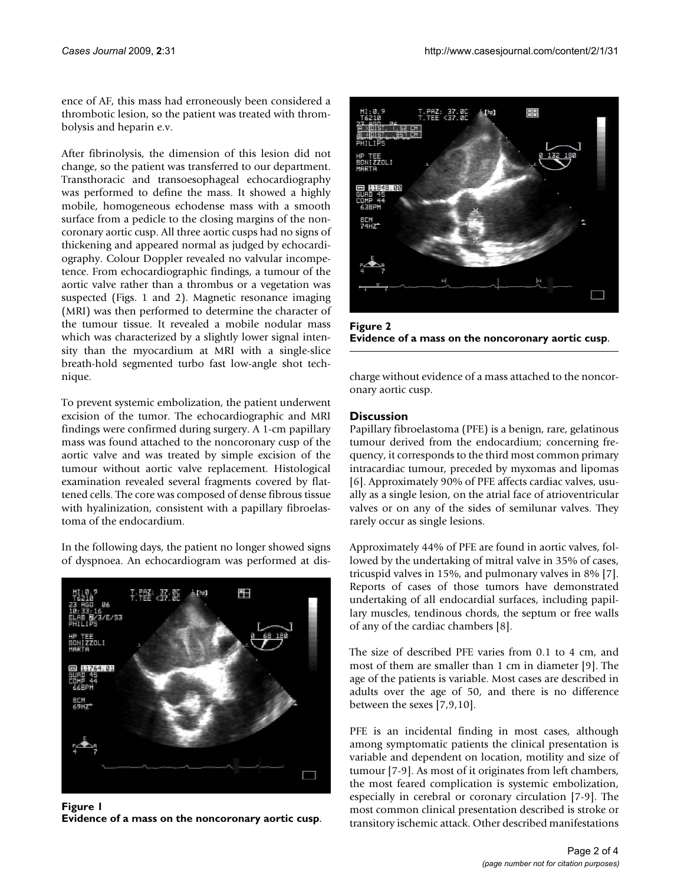ence of AF, this mass had erroneously been considered a thrombotic lesion, so the patient was treated with thrombolysis and heparin e.v.

After fibrinolysis, the dimension of this lesion did not change, so the patient was transferred to our department. Transthoracic and transoesophageal echocardiography was performed to define the mass. It showed a highly mobile, homogeneous echodense mass with a smooth surface from a pedicle to the closing margins of the noncoronary aortic cusp. All three aortic cusps had no signs of thickening and appeared normal as judged by echocardiography. Colour Doppler revealed no valvular incompetence. From echocardiographic findings, a tumour of the aortic valve rather than a thrombus or a vegetation was suspected (Figs. 1 and 2). Magnetic resonance imaging (MRI) was then performed to determine the character of the tumour tissue. It revealed a mobile nodular mass which was characterized by a slightly lower signal intensity than the myocardium at MRI with a single-slice breath-hold segmented turbo fast low-angle shot technique.

To prevent systemic embolization, the patient underwent excision of the tumor. The echocardiographic and MRI findings were confirmed during surgery. A 1-cm papillary mass was found attached to the noncoronary cusp of the aortic valve and was treated by simple excision of the tumour without aortic valve replacement. Histological examination revealed several fragments covered by flattened cells. The core was composed of dense fibrous tissue with hyalinization, consistent with a papillary fibroelastoma of the endocardium.

In the following days, the patient no longer showed signs of dyspnoea. An echocardiogram was performed at discharge without evidence of a mass attached to the noncoronary aortic cusp.

**Figure 1**
**Evidence of a mass on the noncoronary aortic cusp.**

**Figure 2**
**Evidence of a mass on the noncoronary aortic cusp.**

## Discussion

Papillary fibroelastoma (PFE) is a benign, rare, gelatinous tumour derived from the endocardium; concerning frequency, it corresponds to the third most common primary intracardiac tumour, preceded by myxomas and lipomas [6]. Approximately 90% of PFE affects cardiac valves, usually as a single lesion, on the atrial face of atrioventricular valves or on any of the sides of semilunar valves. They rarely occur as single lesions.

Approximately 44% of PFE are found in aortic valves, followed by the undertaking of mitral valve in 35% of cases, tricuspid valves in 15%, and pulmonary valves in 8% [7]. Reports of cases of those tumors have demonstrated undertaking of all endocardial surfaces, including papillary muscles, tendinous chords, the septum or free walls of any of the cardiac chambers [8].

The size of described PFE varies from 0.1 to 4 cm, and most of them are smaller than 1 cm in diameter [9]. The age of the patients is variable. Most cases are described in adults over the age of 50, and there is no difference between the sexes [7,9,10].

PFE is an incidental finding in most cases, although among symptomatic patients the clinical presentation is variable and dependent on location, motility and size of tumour [7-9]. As most of it originates from left chambers, the most feared complication is systemic embolization, especially in cerebral or coronary circulation [7-9]. The most common clinical presentation described is stroke or transitory ischemic attack. Other described manifestations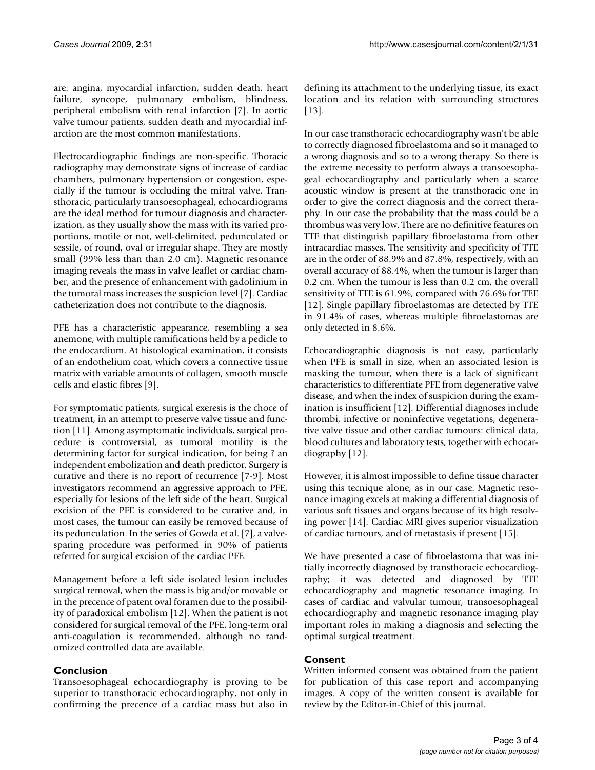are: angina, myocardial infarction, sudden death, heart failure, syncope, pulmonary embolism, blindness, peripheral embolism with renal infarction [7]. In aortic valve tumour patients, sudden death and myocardial infarction are the most common manifestations.

Electrocardiographic findings are non-specific. Thoracic radiography may demonstrate signs of increase of cardiac chambers, pulmonary hypertension or congestion, especially if the tumour is occluding the mitral valve. Transthoracic, particularly transoesophageal, echocardiograms are the ideal method for tumour diagnosis and characterization, as they usually show the mass with its varied proportions, motile or not, well-delimited, pedunculated or sessile, of round, oval or irregular shape. They are mostly small (99% less than than 2.0 cm). Magnetic resonance imaging reveals the mass in valve leaflet or cardiac chamber, and the presence of enhancement with gadolinium in the tumoral mass increases the suspicion level [7]. Cardiac catheterization does not contribute to the diagnosis.

PFE has a characteristic appearance, resembling a sea anemone, with multiple ramifications held by a pedicle to the endocardium. At histological examination, it consists of an endothelium coat, which covers a connective tissue matrix with variable amounts of collagen, smooth muscle cells and elastic fibres [9].

For symptomatic patients, surgical exeresis is the choce of treatment, in an attempt to preserve valve tissue and function [11]. Among asymptomatic individuals, surgical procedure is controversial, as tumoral motility is the determining factor for surgical indication, for being ? an independent embolization and death predictor. Surgery is curative and there is no report of recurrence [7-9]. Most investigators recommend an aggressive approach to PFE, especially for lesions of the left side of the heart. Surgical excision of the PFE is considered to be curative and, in most cases, the tumour can easily be removed because of its pedunculation. In the series of Gowda et al. [7], a valve-sparing procedure was performed in 90% of patients referred for surgical excision of the cardiac PFE.

Management before a left side isolated lesion includes surgical removal, when the mass is big and/or movable or in the precence of patent oval foramen due to the possibility of paradoxical embolism [12]. When the patient is not considered for surgical removal of the PFE, long-term oral anti-coagulation is recommended, although no randomized controlled data are available.

## Conclusion

Transoesophageal echocardiography is proving to be superior to transthoracic echocardiography, not only in confirming the precence of a cardiac mass but also in defining its attachment to the underlying tissue, its exact location and its relation with surrounding structures [13].

In our case transthoracic echocardiography wasn't be able to correctly diagnosed fibroelastoma and so it managed to a wrong diagnosis and so to a wrong therapy. So there is the extreme necessity to perform always a transoesophageal echocardiography and particularly when a scarce acoustic window is present at the transthoracic one in order to give the correct diagnosis and the correct theraphy. In our case the probability that the mass could be a thrombus was very low. There are no definitive features on TTE that distinguish papillary fibroelastoma from other intracardiac masses. The sensitivity and specificity of TTE are in the order of 88.9% and 87.8%, respectively, with an overall accuracy of 88.4%, when the tumour is larger than 0.2 cm. When the tumour is less than 0.2 cm, the overall sensitivity of TTE is 61.9%, compared with 76.6% for TEE [12]. Single papillary fibroelastomas are detected by TTE in 91.4% of cases, whereas multiple fibroelastomas are only detected in 8.6%.

Echocardiographic diagnosis is not easy, particularly when PFE is small in size, when an associated lesion is masking the tumour, when there is a lack of significant characteristics to differentiate PFE from degenerative valve disease, and when the index of suspicion during the examination is insufficient [12]. Differential diagnoses include thrombi, infective or noninfective vegetations, degenerative valve tissue and other cardiac tumours: clinical data, blood cultures and laboratory tests, together with echocardiography [12].

However, it is almost impossible to define tissue character using this tecnique alone, as in our case. Magnetic resonance imaging excels at making a differential diagnosis of various soft tissues and organs because of its high resolving power [14]. Cardiac MRI gives superior visualization of cardiac tumours, and of metastasis if present [15].

We have presented a case of fibroelastoma that was initially incorrectly diagnosed by transthoracic echocardiography; it was detected and diagnosed by TTE echocardiography and magnetic resonance imaging. In cases of cardiac and valvular tumour, transoesophageal echocardiography and magnetic resonance imaging play important roles in making a diagnosis and selecting the optimal surgical treatment.

## Consent

Written informed consent was obtained from the patient for publication of this case report and accompanying images. A copy of the written consent is available for review by the Editor-in-Chief of this journal.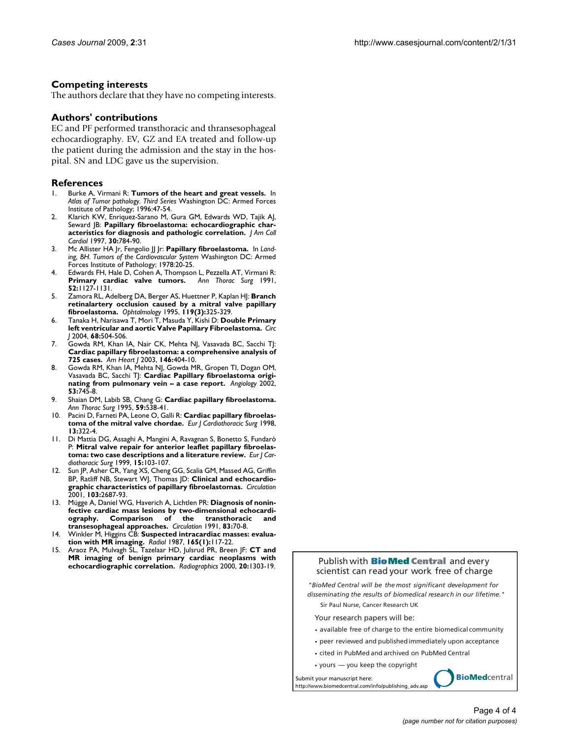## Competing interests

The authors declare that they have no competing interests.

## Authors' contributions

EC and PF performed transthoracic and thransesophageal echocardiography. EV, GZ and EA treated and follow-up the patient during the admission and the stay in the hospital. SN and LDC gave us the supervision.

## References

1. Burke A, Virmani R: **Tumors of the heart and great vessels.** In *Atlas of Tumor pathology. Third Series* Washington DC: Armed Forces Institute of Pathology; 1996:47-54.
2. Klarich KW, Enriquez-Sarano M, Gura GM, Edwards WD, Tajik AJ, Seward JB: **Papillary fibroelastoma: echocardiographic characteristics for diagnosis and pathologic correlation.** *J Am Coll Cardiol* 1997, **30:**784-90.
3. Mc Allister HA Jr, Fengolio JJ Jr: **Papillary fibroelastoma.** In *Landing, BH. Tumors of the Cardiovascular System* Washington DC: Armed Forces Institute of Pathology; 1978:20-25.
4. Edwards FH, Hale D, Cohen A, Thompson L, Pezzella AT, Virmani R: **Primary cardiac valve tumors.** *Ann Thorac Surg* 1991, **52:**1127-1131.
5. Zamora RL, Adelberg DA, Berger AS, Huettner P, Kaplan HJ: **Branch retinalartery occlusion caused by a mitral valve papillary fibroelastoma.** *Ophtalmology* 1995, **119(3):**325-329.
6. Tanaka H, Narisawa T, Mori T, Masuda Y, Kishi D: **Double Primary left ventricular and aortic Valve Papillary Fibroelastoma.** *Circ J* 2004, **68:**504-506.
7. Gowda RM, Khan IA, Nair CK, Mehta NJ, Vasavada BC, Sacchi TJ: **Cardiac papillary fibroelastoma: a comprehensive analysis of 725 cases.** *Am Heart J* 2003, **146:**404-10.
8. Gowda RM, Khan IA, Mehta NJ, Gowda MR, Gropen TI, Dogan OM, Vasavada BC, Sacchi TJ: **Cardiac Papillary fibroelastoma originating from pulmonary vein – a case report.** *Angiology* 2002, **53:**745-8.
9. Shaian DM, Labib SB, Chang G: **Cardiac papillary fibroelastoma.** *Ann Thorac Surg* 1995, **59:**538-41.
10. Pacini D, Farneti PA, Leone O, Galli R: **Cardiac papillary fibroelastoma of the mitral valve chordae.** *Eur J Cardiothoracic Surg* 1998, **13:**322-4.
11. Di Mattia DG, Assaghi A, Mangini A, Ravagnan S, Bonetto S, Fundarò P: **Mitral valve repair for anterior leaflet papillary fibroelastoma: two case descriptions and a literature review.** *Eur J Cardiothoracic Surg* 1999, **15:**103-107.
12. Sun JP, Asher CR, Yang XS, Cheng GG, Scalia GM, Massed AG, Griffin BP, Ratliff NB, Stewart WJ, Thomas JD: **Clinical and echocardiographic characteristics of papillary fibroelastomas.** *Circulation* 2001, **103:**2687-93.
13. Mügge A, Daniel WG, Haverich A, Lichtlen PR: **Diagnosis of noninfective cardiac mass lesions by two-dimensional echocardiography. Comparison of the transthoracic and transesophageal approaches.** *Circulation* 1991, **83:**70-8.
14. Winkler M, Higgins CB: **Suspected intracardiac masses: evaluation with MR imaging.** *Radiol* 1987, **165(1):**117-22.
15. Araoz PA, Mulvagh SL, Tazelaar HD, Julsrud PR, Breen JF: **CT and MR imaging of benign primary cardiac neoplasms with echocardiographic correlation.** *Radiographics* 2000, **20:**1303-19.

Publish with **BioMed Central** and every scientist can read your work free of charge

*"BioMed Central will be the most significant development for disseminating the results of biomedical research in our lifetime."*

Sir Paul Nurse, Cancer Research UK

Your research papers will be:

- available free of charge to the entire biomedical community
- peer reviewed and published immediately upon acceptance
- cited in PubMed and archived on PubMed Central
- yours — you keep the copyright

Submit your manuscript here:
http://www.biomedcentral.com/info/publishing_adv.asp

BioMedcentral